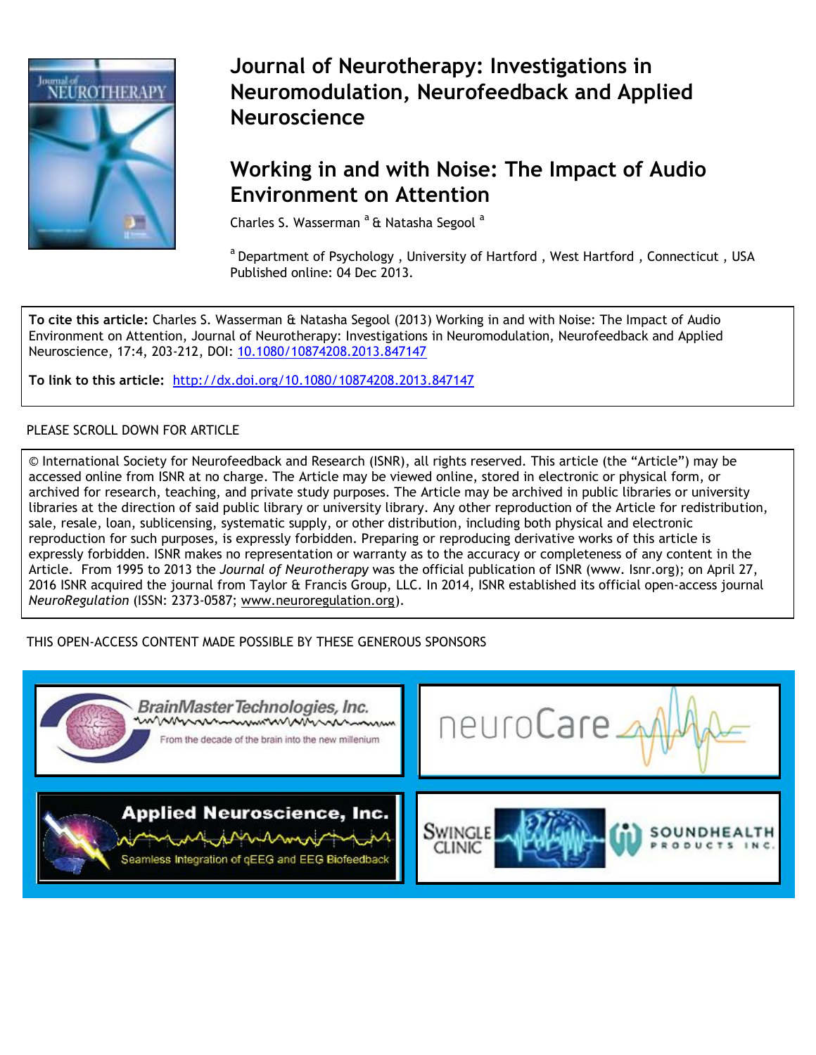# Journal of Neurotherapy: Investigations in Neuromodulation, Neurofeedback and Applied Neuroscience

## Working in and with Noise: The Impact of Audio Environment on Attention

Charles S. Wasserman [a] & Natasha Segool [a]

[a] Department of Psychology , University of Hartford , West Hartford , Connecticut , USA
Published online: 04 Dec 2013.

**To cite this article:** Charles S. Wasserman & Natasha Segool (2013) Working in and with Noise: The Impact of Audio Environment on Attention, Journal of Neurotherapy: Investigations in Neuromodulation, Neurofeedback and Applied Neuroscience, 17:4, 203-212, DOI: 10.1080/10874208.2013.847147

**To link to this article:** http://dx.doi.org/10.1080/10874208.2013.847147

PLEASE SCROLL DOWN FOR ARTICLE

© International Society for Neurofeedback and Research (ISNR), all rights reserved. This article (the "Article") may be accessed online from ISNR at no charge. The Article may be viewed online, stored in electronic or physical form, or archived for research, teaching, and private study purposes. The Article may be archived in public libraries or university libraries at the direction of said public library or university library. Any other reproduction of the Article for redistribution, sale, resale, loan, sublicensing, systematic supply, or other distribution, including both physical and electronic reproduction for such purposes, is expressly forbidden. Preparing or reproducing derivative works of this article is expressly forbidden. ISNR makes no representation or warranty as to the accuracy or completeness of any content in the Article. From 1995 to 2013 the *Journal of Neurotherapy* was the official publication of ISNR (www. Isnr.org); on April 27, 2016 ISNR acquired the journal from Taylor & Francis Group, LLC. In 2014, ISNR established its official open-access journal *NeuroRegulation* (ISSN: 2373-0587; www.neuroregulation.org).

THIS OPEN-ACCESS CONTENT MADE POSSIBLE BY THESE GENEROUS SPONSORS

BrainMaster Technologies, Inc. — From the decade of the brain into the new millenium

neuroCare

Applied Neuroscience, Inc. — Seamless Integration of qEEG and EEG Biofeedback

Swingle Clinic

SoundHealth Products Inc.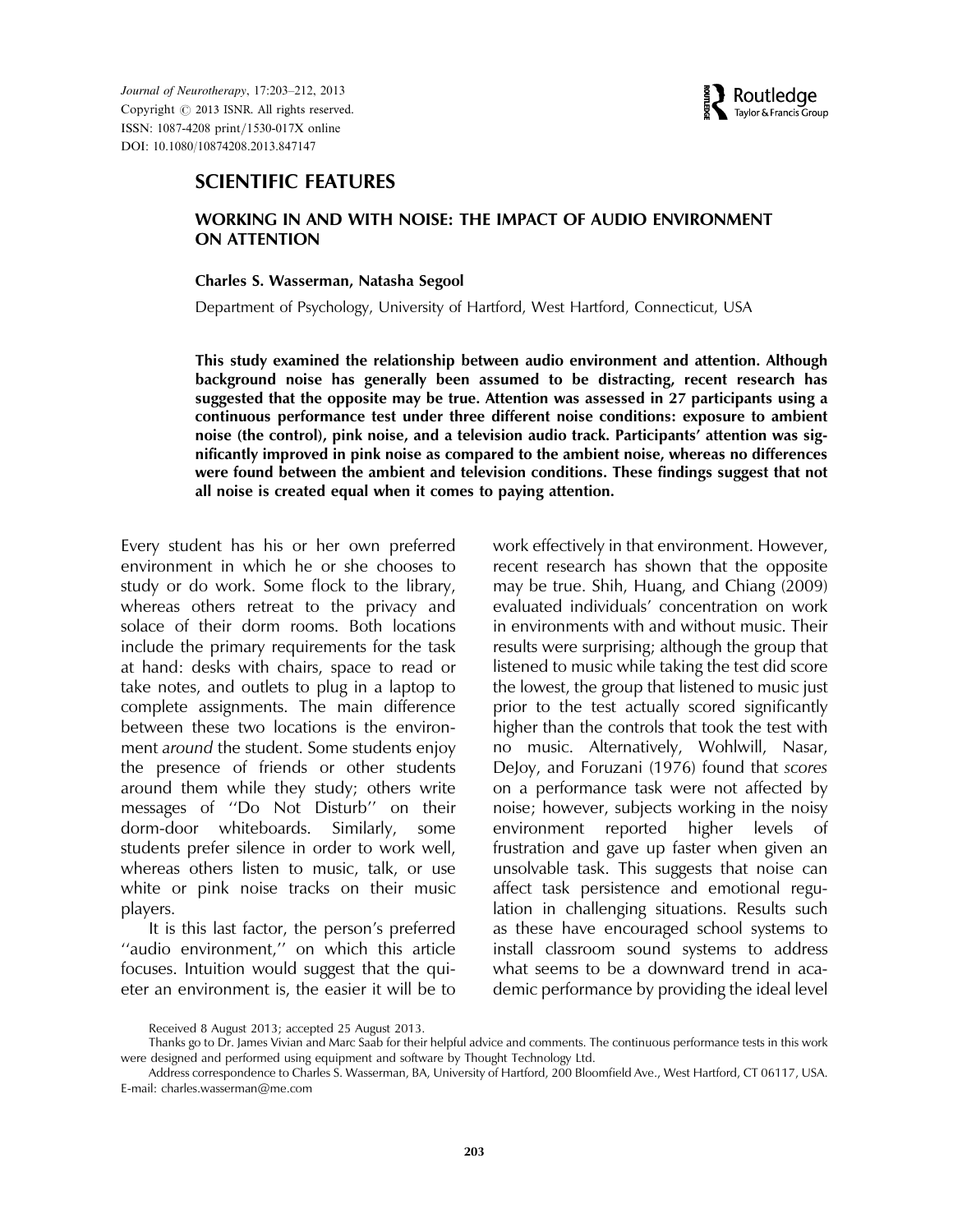# SCIENTIFIC FEATURES

## WORKING IN AND WITH NOISE: THE IMPACT OF AUDIO ENVIRONMENT ON ATTENTION

**Charles S. Wasserman, Natasha Segool**

Department of Psychology, University of Hartford, West Hartford, Connecticut, USA

**This study examined the relationship between audio environment and attention. Although background noise has generally been assumed to be distracting, recent research has suggested that the opposite may be true. Attention was assessed in 27 participants using a continuous performance test under three different noise conditions: exposure to ambient noise (the control), pink noise, and a television audio track. Participants' attention was significantly improved in pink noise as compared to the ambient noise, whereas no differences were found between the ambient and television conditions. These findings suggest that not all noise is created equal when it comes to paying attention.**

Every student has his or her own preferred environment in which he or she chooses to study or do work. Some flock to the library, whereas others retreat to the privacy and solace of their dorm rooms. Both locations include the primary requirements for the task at hand: desks with chairs, space to read or take notes, and outlets to plug in a laptop to complete assignments. The main difference between these two locations is the environment *around* the student. Some students enjoy the presence of friends or other students around them while they study; others write messages of ''Do Not Disturb'' on their dorm-door whiteboards. Similarly, some students prefer silence in order to work well, whereas others listen to music, talk, or use white or pink noise tracks on their music players.

It is this last factor, the person's preferred ''audio environment,'' on which this article focuses. Intuition would suggest that the quieter an environment is, the easier it will be to work effectively in that environment. However, recent research has shown that the opposite may be true. Shih, Huang, and Chiang (2009) evaluated individuals' concentration on work in environments with and without music. Their results were surprising; although the group that listened to music while taking the test did score the lowest, the group that listened to music just prior to the test actually scored significantly higher than the controls that took the test with no music. Alternatively, Wohlwill, Nasar, DeJoy, and Foruzani (1976) found that *scores* on a performance task were not affected by noise; however, subjects working in the noisy environment reported higher levels of frustration and gave up faster when given an unsolvable task. This suggests that noise can affect task persistence and emotional regulation in challenging situations. Results such as these have encouraged school systems to install classroom sound systems to address what seems to be a downward trend in academic performance by providing the ideal level

Received 8 August 2013; accepted 25 August 2013.

Thanks go to Dr. James Vivian and Marc Saab for their helpful advice and comments. The continuous performance tests in this work were designed and performed using equipment and software by Thought Technology Ltd.

Address correspondence to Charles S. Wasserman, BA, University of Hartford, 200 Bloomfield Ave., West Hartford, CT 06117, USA. E-mail: charles.wasserman@me.com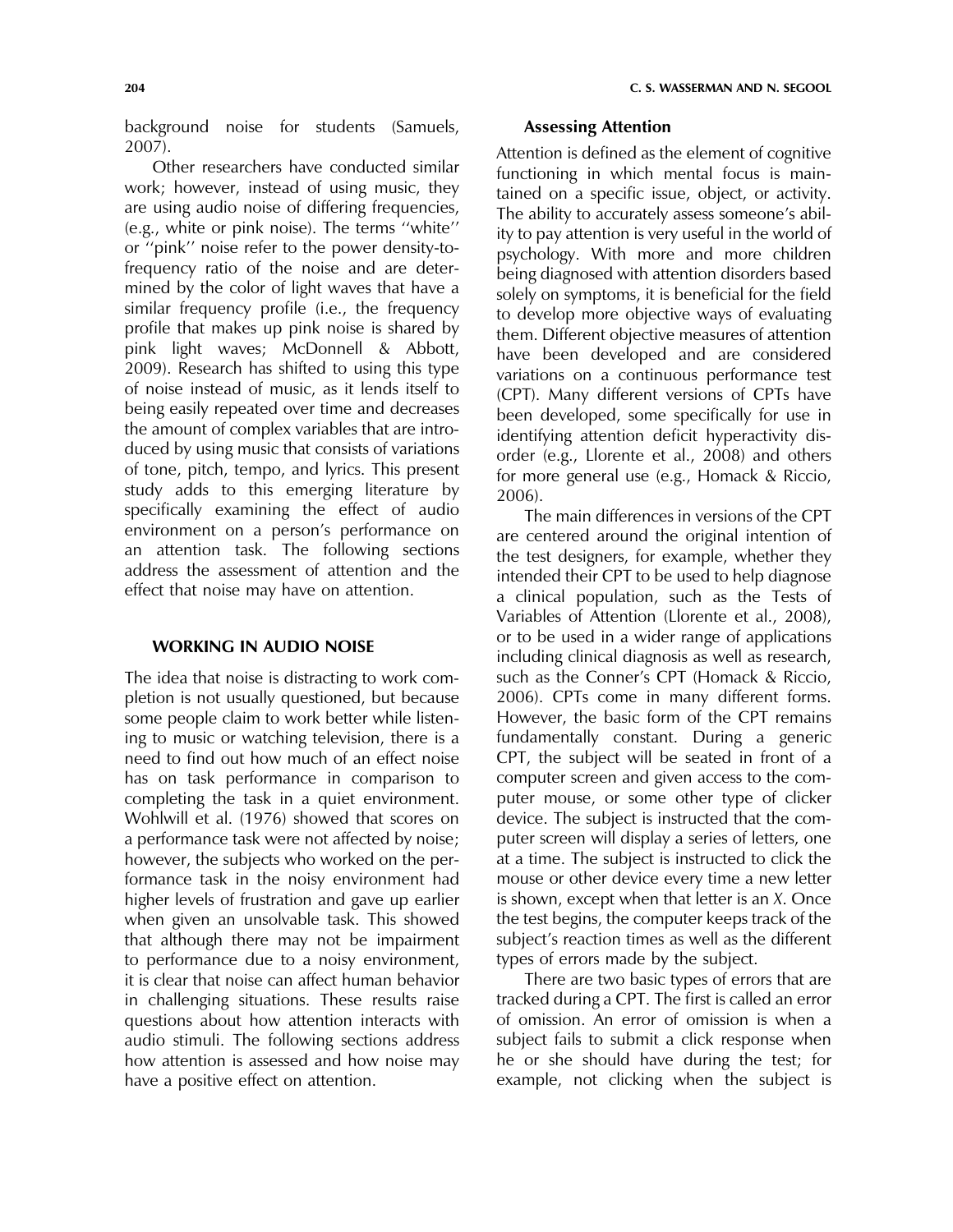background noise for students (Samuels, 2007).

Other researchers have conducted similar work; however, instead of using music, they are using audio noise of differing frequencies, (e.g., white or pink noise). The terms ''white'' or ''pink'' noise refer to the power density-to-frequency ratio of the noise and are determined by the color of light waves that have a similar frequency profile (i.e., the frequency profile that makes up pink noise is shared by pink light waves; McDonnell & Abbott, 2009). Research has shifted to using this type of noise instead of music, as it lends itself to being easily repeated over time and decreases the amount of complex variables that are introduced by using music that consists of variations of tone, pitch, tempo, and lyrics. This present study adds to this emerging literature by specifically examining the effect of audio environment on a person's performance on an attention task. The following sections address the assessment of attention and the effect that noise may have on attention.

## WORKING IN AUDIO NOISE

The idea that noise is distracting to work completion is not usually questioned, but because some people claim to work better while listening to music or watching television, there is a need to find out how much of an effect noise has on task performance in comparison to completing the task in a quiet environment. Wohlwill et al. (1976) showed that scores on a performance task were not affected by noise; however, the subjects who worked on the performance task in the noisy environment had higher levels of frustration and gave up earlier when given an unsolvable task. This showed that although there may not be impairment to performance due to a noisy environment, it is clear that noise can affect human behavior in challenging situations. These results raise questions about how attention interacts with audio stimuli. The following sections address how attention is assessed and how noise may have a positive effect on attention.

### Assessing Attention

Attention is defined as the element of cognitive functioning in which mental focus is maintained on a specific issue, object, or activity. The ability to accurately assess someone's ability to pay attention is very useful in the world of psychology. With more and more children being diagnosed with attention disorders based solely on symptoms, it is beneficial for the field to develop more objective ways of evaluating them. Different objective measures of attention have been developed and are considered variations on a continuous performance test (CPT). Many different versions of CPTs have been developed, some specifically for use in identifying attention deficit hyperactivity disorder (e.g., Llorente et al., 2008) and others for more general use (e.g., Homack & Riccio, 2006).

The main differences in versions of the CPT are centered around the original intention of the test designers, for example, whether they intended their CPT to be used to help diagnose a clinical population, such as the Tests of Variables of Attention (Llorente et al., 2008), or to be used in a wider range of applications including clinical diagnosis as well as research, such as the Conner's CPT (Homack & Riccio, 2006). CPTs come in many different forms. However, the basic form of the CPT remains fundamentally constant. During a generic CPT, the subject will be seated in front of a computer screen and given access to the computer mouse, or some other type of clicker device. The subject is instructed that the computer screen will display a series of letters, one at a time. The subject is instructed to click the mouse or other device every time a new letter is shown, except when that letter is an *X*. Once the test begins, the computer keeps track of the subject's reaction times as well as the different types of errors made by the subject.

There are two basic types of errors that are tracked during a CPT. The first is called an error of omission. An error of omission is when a subject fails to submit a click response when he or she should have during the test; for example, not clicking when the subject is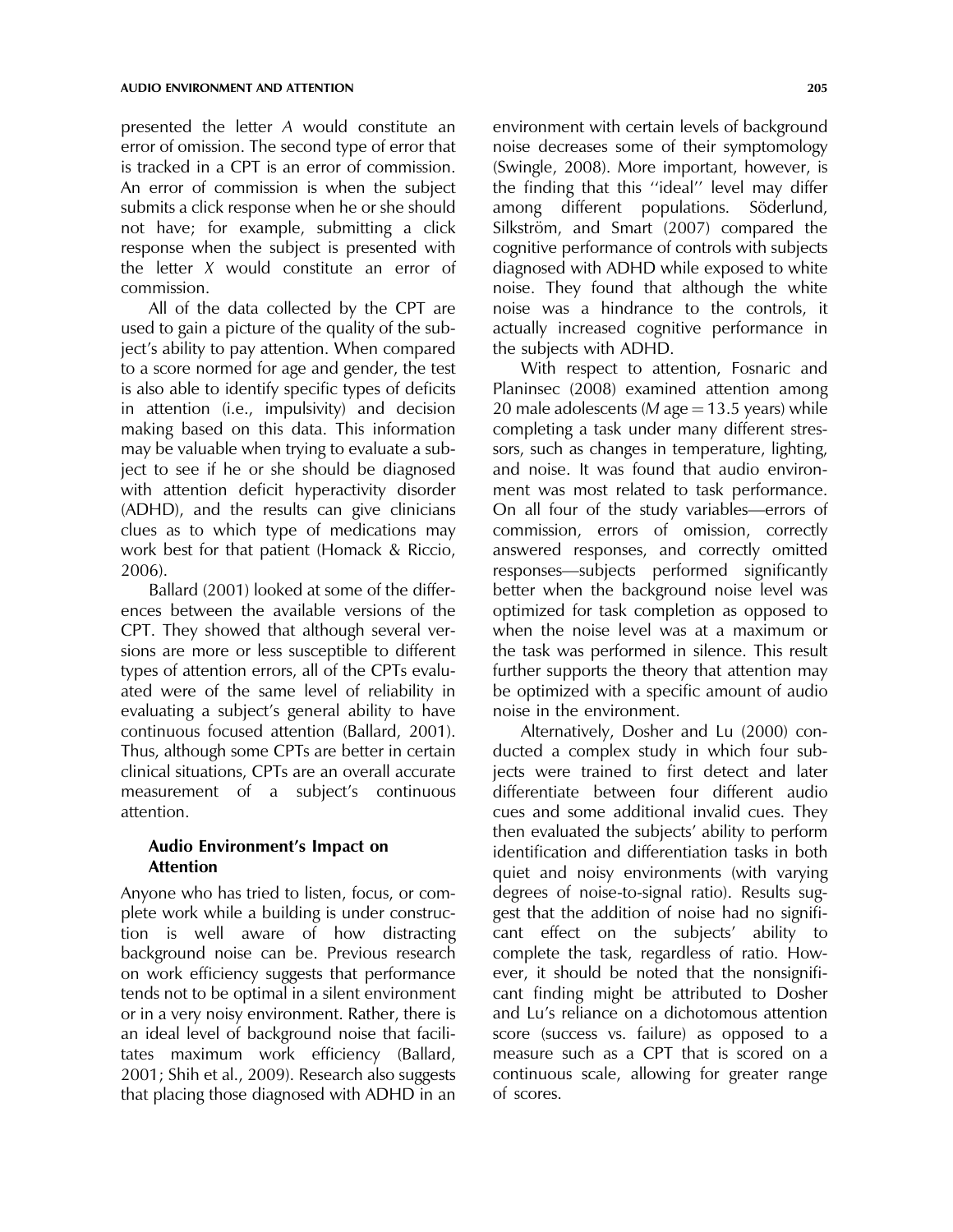presented the letter *A* would constitute an error of omission. The second type of error that is tracked in a CPT is an error of commission. An error of commission is when the subject submits a click response when he or she should not have; for example, submitting a click response when the subject is presented with the letter *X* would constitute an error of commission.

All of the data collected by the CPT are used to gain a picture of the quality of the subject's ability to pay attention. When compared to a score normed for age and gender, the test is also able to identify specific types of deficits in attention (i.e., impulsivity) and decision making based on this data. This information may be valuable when trying to evaluate a subject to see if he or she should be diagnosed with attention deficit hyperactivity disorder (ADHD), and the results can give clinicians clues as to which type of medications may work best for that patient (Homack & Riccio, 2006).

Ballard (2001) looked at some of the differences between the available versions of the CPT. They showed that although several versions are more or less susceptible to different types of attention errors, all of the CPTs evaluated were of the same level of reliability in evaluating a subject's general ability to have continuous focused attention (Ballard, 2001). Thus, although some CPTs are better in certain clinical situations, CPTs are an overall accurate measurement of a subject's continuous attention.

### Audio Environment's Impact on Attention

Anyone who has tried to listen, focus, or complete work while a building is under construction is well aware of how distracting background noise can be. Previous research on work efficiency suggests that performance tends not to be optimal in a silent environment or in a very noisy environment. Rather, there is an ideal level of background noise that facilitates maximum work efficiency (Ballard, 2001; Shih et al., 2009). Research also suggests that placing those diagnosed with ADHD in an environment with certain levels of background noise decreases some of their symptomology (Swingle, 2008). More important, however, is the finding that this "ideal" level may differ among different populations. Söderlund, Silkström, and Smart (2007) compared the cognitive performance of controls with subjects diagnosed with ADHD while exposed to white noise. They found that although the white noise was a hindrance to the controls, it actually increased cognitive performance in the subjects with ADHD.

With respect to attention, Fosnaric and Planinsec (2008) examined attention among 20 male adolescents (*M* age = 13.5 years) while completing a task under many different stressors, such as changes in temperature, lighting, and noise. It was found that audio environment was most related to task performance. On all four of the study variables—errors of commission, errors of omission, correctly answered responses, and correctly omitted responses—subjects performed significantly better when the background noise level was optimized for task completion as opposed to when the noise level was at a maximum or the task was performed in silence. This result further supports the theory that attention may be optimized with a specific amount of audio noise in the environment.

Alternatively, Dosher and Lu (2000) conducted a complex study in which four subjects were trained to first detect and later differentiate between four different audio cues and some additional invalid cues. They then evaluated the subjects' ability to perform identification and differentiation tasks in both quiet and noisy environments (with varying degrees of noise-to-signal ratio). Results suggest that the addition of noise had no significant effect on the subjects' ability to complete the task, regardless of ratio. However, it should be noted that the nonsignificant finding might be attributed to Dosher and Lu's reliance on a dichotomous attention score (success vs. failure) as opposed to a measure such as a CPT that is scored on a continuous scale, allowing for greater range of scores.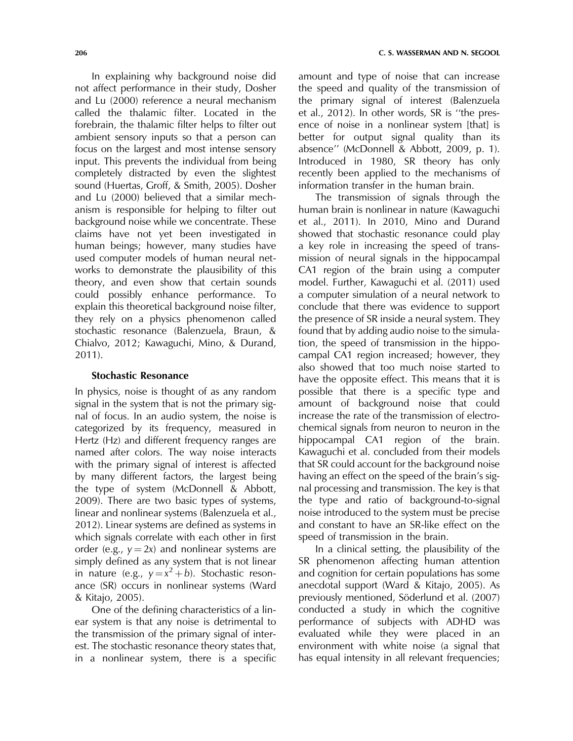In explaining why background noise did not affect performance in their study, Dosher and Lu (2000) reference a neural mechanism called the thalamic filter. Located in the forebrain, the thalamic filter helps to filter out ambient sensory inputs so that a person can focus on the largest and most intense sensory input. This prevents the individual from being completely distracted by even the slightest sound (Huertas, Groff, & Smith, 2005). Dosher and Lu (2000) believed that a similar mechanism is responsible for helping to filter out background noise while we concentrate. These claims have not yet been investigated in human beings; however, many studies have used computer models of human neural networks to demonstrate the plausibility of this theory, and even show that certain sounds could possibly enhance performance. To explain this theoretical background noise filter, they rely on a physics phenomenon called stochastic resonance (Balenzuela, Braun, & Chialvo, 2012; Kawaguchi, Mino, & Durand, 2011).

## Stochastic Resonance

In physics, noise is thought of as any random signal in the system that is not the primary signal of focus. In an audio system, the noise is categorized by its frequency, measured in Hertz (Hz) and different frequency ranges are named after colors. The way noise interacts with the primary signal of interest is affected by many different factors, the largest being the type of system (McDonnell & Abbott, 2009). There are two basic types of systems, linear and nonlinear systems (Balenzuela et al., 2012). Linear systems are defined as systems in which signals correlate with each other in first order (e.g., $y = 2x$) and nonlinear systems are simply defined as any system that is not linear in nature (e.g., $y = x^2 + b$). Stochastic resonance (SR) occurs in nonlinear systems (Ward & Kitajo, 2005).

One of the defining characteristics of a linear system is that any noise is detrimental to the transmission of the primary signal of interest. The stochastic resonance theory states that, in a nonlinear system, there is a specific amount and type of noise that can increase the speed and quality of the transmission of the primary signal of interest (Balenzuela et al., 2012). In other words, SR is "the presence of noise in a nonlinear system [that] is better for output signal quality than its absence" (McDonnell & Abbott, 2009, p. 1). Introduced in 1980, SR theory has only recently been applied to the mechanisms of information transfer in the human brain.

The transmission of signals through the human brain is nonlinear in nature (Kawaguchi et al., 2011). In 2010, Mino and Durand showed that stochastic resonance could play a key role in increasing the speed of transmission of neural signals in the hippocampal CA1 region of the brain using a computer model. Further, Kawaguchi et al. (2011) used a computer simulation of a neural network to conclude that there was evidence to support the presence of SR inside a neural system. They found that by adding audio noise to the simulation, the speed of transmission in the hippocampal CA1 region increased; however, they also showed that too much noise started to have the opposite effect. This means that it is possible that there is a specific type and amount of background noise that could increase the rate of the transmission of electrochemical signals from neuron to neuron in the hippocampal CA1 region of the brain. Kawaguchi et al. concluded from their models that SR could account for the background noise having an effect on the speed of the brain's signal processing and transmission. The key is that the type and ratio of background-to-signal noise introduced to the system must be precise and constant to have an SR-like effect on the speed of transmission in the brain.

In a clinical setting, the plausibility of the SR phenomenon affecting human attention and cognition for certain populations has some anecdotal support (Ward & Kitajo, 2005). As previously mentioned, Söderlund et al. (2007) conducted a study in which the cognitive performance of subjects with ADHD was evaluated while they were placed in an environment with white noise (a signal that has equal intensity in all relevant frequencies;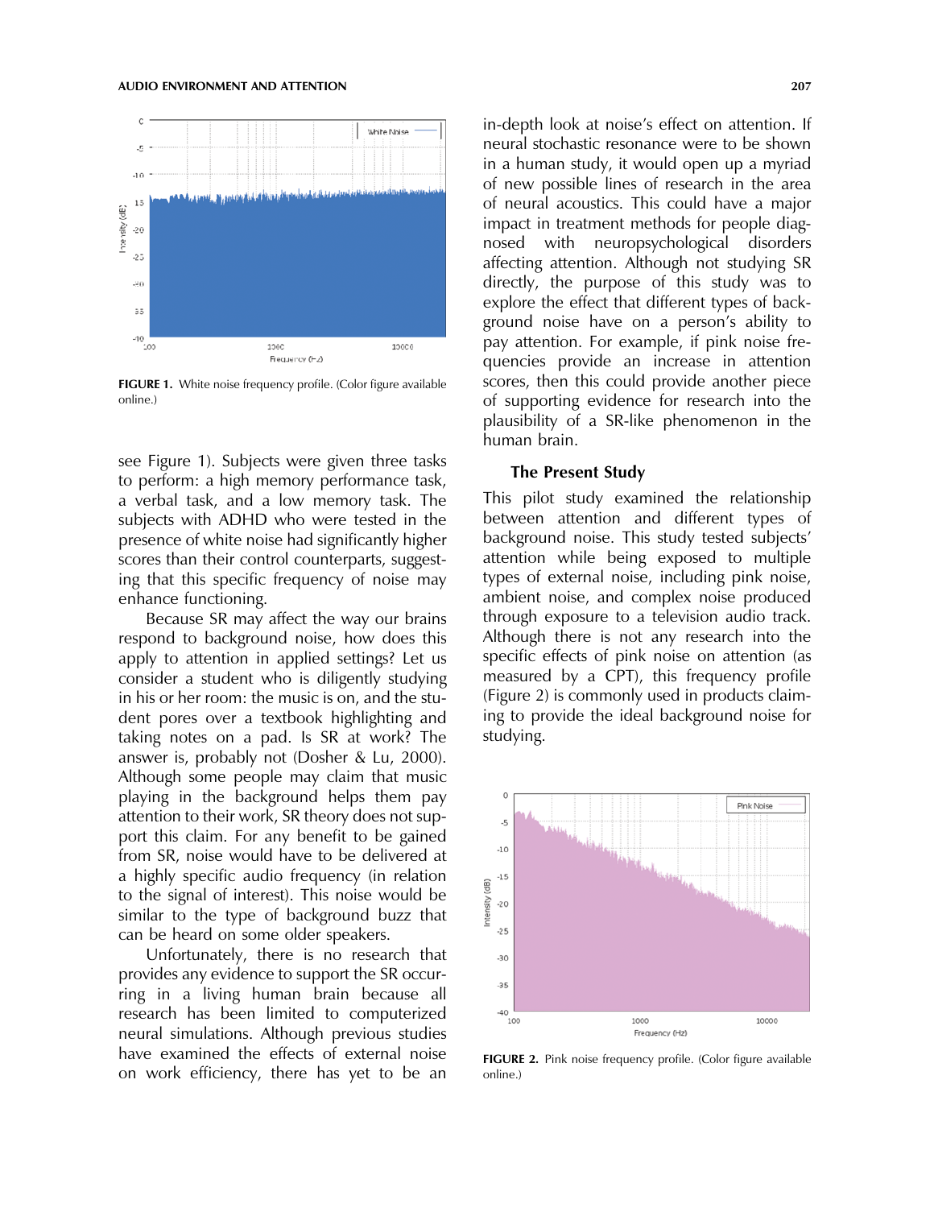FIGURE 1. White noise frequency profile. (Color figure available online.)

see Figure 1). Subjects were given three tasks to perform: a high memory performance task, a verbal task, and a low memory task. The subjects with ADHD who were tested in the presence of white noise had significantly higher scores than their control counterparts, suggesting that this specific frequency of noise may enhance functioning.

Because SR may affect the way our brains respond to background noise, how does this apply to attention in applied settings? Let us consider a student who is diligently studying in his or her room: the music is on, and the student pores over a textbook highlighting and taking notes on a pad. Is SR at work? The answer is, probably not (Dosher & Lu, 2000). Although some people may claim that music playing in the background helps them pay attention to their work, SR theory does not support this claim. For any benefit to be gained from SR, noise would have to be delivered at a highly specific audio frequency (in relation to the signal of interest). This noise would be similar to the type of background buzz that can be heard on some older speakers.

Unfortunately, there is no research that provides any evidence to support the SR occurring in a living human brain because all research has been limited to computerized neural simulations. Although previous studies have examined the effects of external noise on work efficiency, there has yet to be an in-depth look at noise's effect on attention. If neural stochastic resonance were to be shown in a human study, it would open up a myriad of new possible lines of research in the area of neural acoustics. This could have a major impact in treatment methods for people diagnosed with neuropsychological disorders affecting attention. Although not studying SR directly, the purpose of this study was to explore the effect that different types of background noise have on a person's ability to pay attention. For example, if pink noise frequencies provide an increase in attention scores, then this could provide another piece of supporting evidence for research into the plausibility of a SR-like phenomenon in the human brain.

### The Present Study

This pilot study examined the relationship between attention and different types of background noise. This study tested subjects' attention while being exposed to multiple types of external noise, including pink noise, ambient noise, and complex noise produced through exposure to a television audio track. Although there is not any research into the specific effects of pink noise on attention (as measured by a CPT), this frequency profile (Figure 2) is commonly used in products claiming to provide the ideal background noise for studying.

FIGURE 2. Pink noise frequency profile. (Color figure available online.)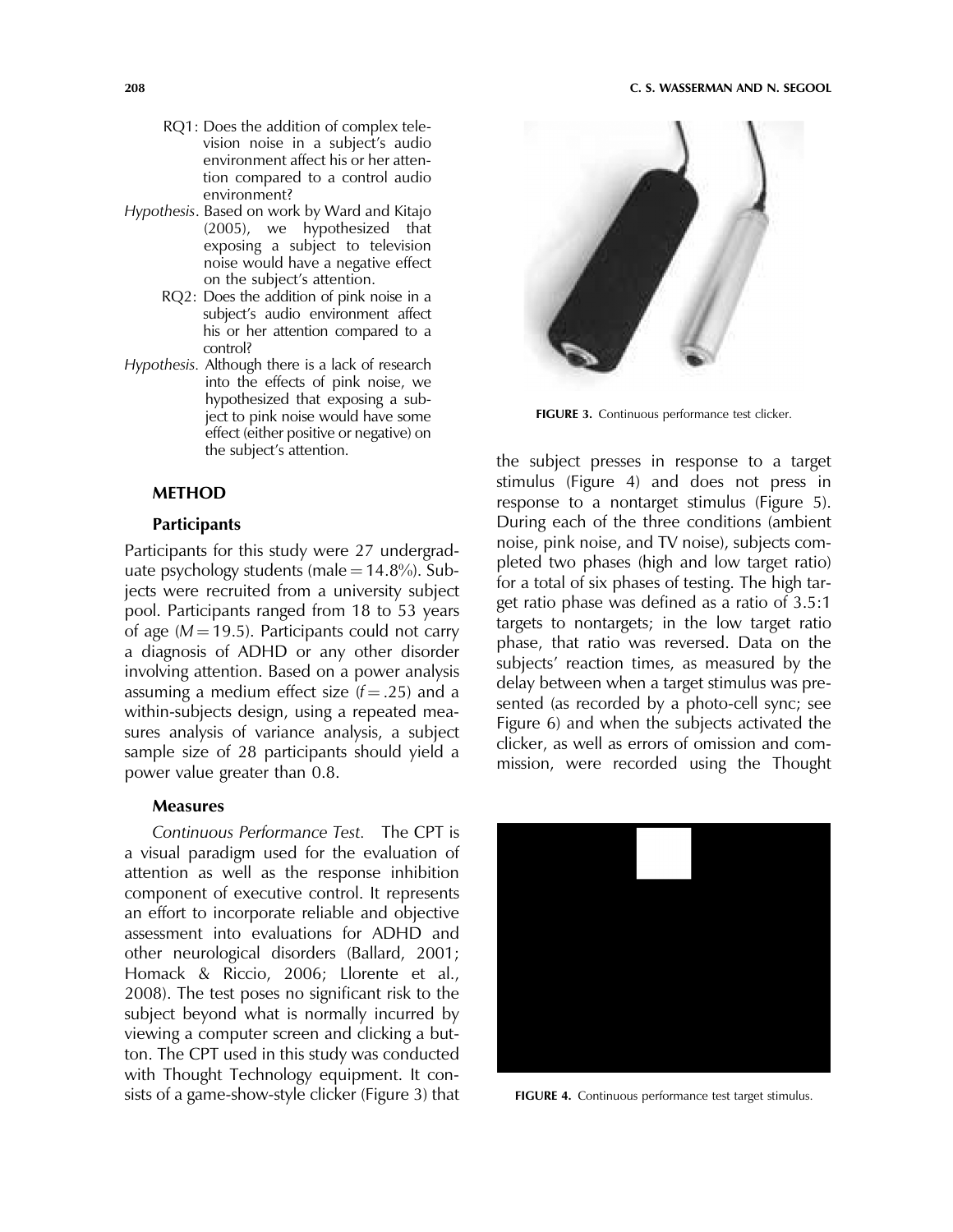RQ1: Does the addition of complex television noise in a subject's audio environment affect his or her attention compared to a control audio environment?

*Hypothesis*. Based on work by Ward and Kitajo (2005), we hypothesized that exposing a subject to television noise would have a negative effect on the subject's attention.

RQ2: Does the addition of pink noise in a subject's audio environment affect his or her attention compared to a control?

*Hypothesis*. Although there is a lack of research into the effects of pink noise, we hypothesized that exposing a subject to pink noise would have some effect (either positive or negative) on the subject's attention.

## METHOD

### Participants

Participants for this study were 27 undergraduate psychology students (male = 14.8%). Subjects were recruited from a university subject pool. Participants ranged from 18 to 53 years of age ($M = 19.5$). Participants could not carry a diagnosis of ADHD or any other disorder involving attention. Based on a power analysis assuming a medium effect size ($f = .25$) and a within-subjects design, using a repeated measures analysis of variance analysis, a subject sample size of 28 participants should yield a power value greater than 0.8.

### Measures

*Continuous Performance Test.* The CPT is a visual paradigm used for the evaluation of attention as well as the response inhibition component of executive control. It represents an effort to incorporate reliable and objective assessment into evaluations for ADHD and other neurological disorders (Ballard, 2001; Homack & Riccio, 2006; Llorente et al., 2008). The test poses no significant risk to the subject beyond what is normally incurred by viewing a computer screen and clicking a button. The CPT used in this study was conducted with Thought Technology equipment. It consists of a game-show-style clicker (Figure 3) that the subject presses in response to a target stimulus (Figure 4) and does not press in response to a nontarget stimulus (Figure 5). During each of the three conditions (ambient noise, pink noise, and TV noise), subjects completed two phases (high and low target ratio) for a total of six phases of testing. The high target ratio phase was defined as a ratio of 3.5:1 targets to nontargets; in the low target ratio phase, that ratio was reversed. Data on the subjects' reaction times, as measured by the delay between when a target stimulus was presented (as recorded by a photo-cell sync; see Figure 6) and when the subjects activated the clicker, as well as errors of omission and commission, were recorded using the Thought

**FIGURE 3.** Continuous performance test clicker.

**FIGURE 4.** Continuous performance test target stimulus.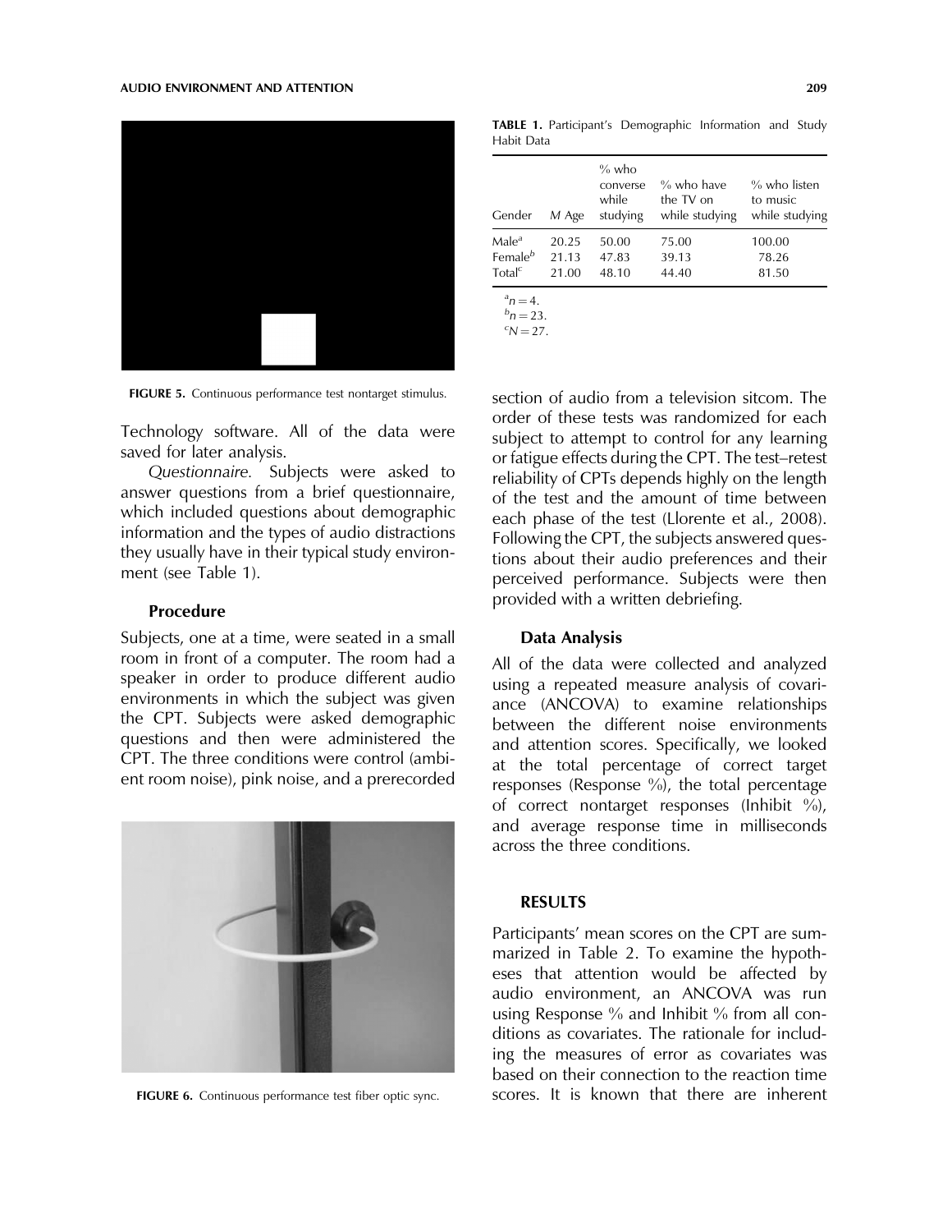FIGURE 5. Continuous performance test nontarget stimulus.

Technology software. All of the data were saved for later analysis.

*Questionnaire.* Subjects were asked to answer questions from a brief questionnaire, which included questions about demographic information and the types of audio distractions they usually have in their typical study environment (see Table 1).

### Procedure

Subjects, one at a time, were seated in a small room in front of a computer. The room had a speaker in order to produce different audio environments in which the subject was given the CPT. Subjects were asked demographic questions and then were administered the CPT. The three conditions were control (ambient room noise), pink noise, and a prerecorded section of audio from a television sitcom. The order of these tests was randomized for each subject to attempt to control for any learning or fatigue effects during the CPT. The test–retest reliability of CPTs depends highly on the length of the test and the amount of time between each phase of the test (Llorente et al., 2008). Following the CPT, the subjects answered questions about their audio preferences and their perceived performance. Subjects were then provided with a written debriefing.

FIGURE 6. Continuous performance test fiber optic sync.

**TABLE 1.** Participant's Demographic Information and Study Habit Data

| Gender | *M* Age | % who converse while studying | % who have the TV on while studying | % who listen to music while studying |
|---|---|---|---|---|
| Male[a] | 20.25 | 50.00 | 75.00 | 100.00 |
| Female[b] | 21.13 | 47.83 | 39.13 | 78.26 |
| Total[c] | 21.00 | 48.10 | 44.40 | 81.50 |

[a] $n = 4$.
[b] $n = 23$.
[c] $N = 27$.

### Data Analysis

All of the data were collected and analyzed using a repeated measure analysis of covariance (ANCOVA) to examine relationships between the different noise environments and attention scores. Specifically, we looked at the total percentage of correct target responses (Response %), the total percentage of correct nontarget responses (Inhibit %), and average response time in milliseconds across the three conditions.

## RESULTS

Participants' mean scores on the CPT are summarized in Table 2. To examine the hypotheses that attention would be affected by audio environment, an ANCOVA was run using Response % and Inhibit % from all conditions as covariates. The rationale for including the measures of error as covariates was based on their connection to the reaction time scores. It is known that there are inherent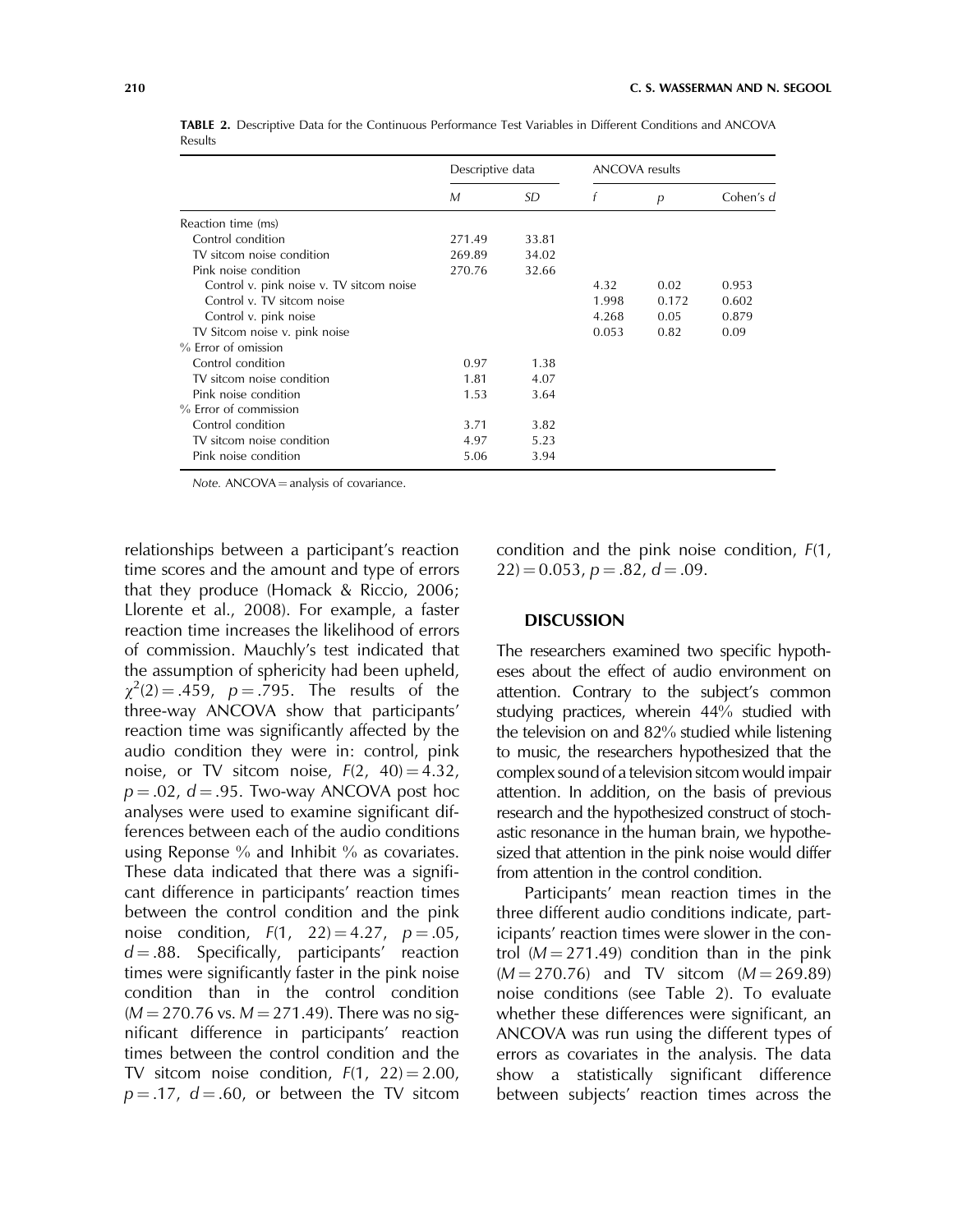**TABLE 2.** Descriptive Data for the Continuous Performance Test Variables in Different Conditions and ANCOVA Results

| | Descriptive data | | ANCOVA results | | |
|---|---|---|---|---|---|
| | *M* | *SD* | *f* | *p* | Cohen's *d* |
| Reaction time (ms) | | | | | |
| Control condition | 271.49 | 33.81 | | | |
| TV sitcom noise condition | 269.89 | 34.02 | | | |
| Pink noise condition | 270.76 | 32.66 | | | |
| Control v. pink noise v. TV sitcom noise | | | 4.32 | 0.02 | 0.953 |
| Control v. TV sitcom noise | | | 1.998 | 0.172 | 0.602 |
| Control v. pink noise | | | 4.268 | 0.05 | 0.879 |
| TV Sitcom noise v. pink noise | | | 0.053 | 0.82 | 0.09 |
| % Error of omission | | | | | |
| Control condition | 0.97 | 1.38 | | | |
| TV sitcom noise condition | 1.81 | 4.07 | | | |
| Pink noise condition | 1.53 | 3.64 | | | |
| % Error of commission | | | | | |
| Control condition | 3.71 | 3.82 | | | |
| TV sitcom noise condition | 4.97 | 5.23 | | | |
| Pink noise condition | 5.06 | 3.94 | | | |

*Note.* ANCOVA = analysis of covariance.

relationships between a participant's reaction time scores and the amount and type of errors that they produce (Homack & Riccio, 2006; Llorente et al., 2008). For example, a faster reaction time increases the likelihood of errors of commission. Mauchly's test indicated that the assumption of sphericity had been upheld, $\chi^2(2) = .459$, $p = .795$. The results of the three-way ANCOVA show that participants' reaction time was significantly affected by the audio condition they were in: control, pink noise, or TV sitcom noise, $F(2, 40) = 4.32$, $p = .02$, $d = .95$. Two-way ANCOVA post hoc analyses were used to examine significant differences between each of the audio conditions using Reponse % and Inhibit % as covariates. These data indicated that there was a significant difference in participants' reaction times between the control condition and the pink noise condition, $F(1, 22) = 4.27$, $p = .05$, $d = .88$. Specifically, participants' reaction times were significantly faster in the pink noise condition than in the control condition ($M = 270.76$ vs. $M = 271.49$). There was no significant difference in participants' reaction times between the control condition and the TV sitcom noise condition, $F(1, 22) = 2.00$, $p = .17$, $d = .60$, or between the TV sitcom condition and the pink noise condition, $F(1, 22) = 0.053$, $p = .82$, $d = .09$.

## DISCUSSION

The researchers examined two specific hypotheses about the effect of audio environment on attention. Contrary to the subject's common studying practices, wherein 44% studied with the television on and 82% studied while listening to music, the researchers hypothesized that the complex sound of a television sitcom would impair attention. In addition, on the basis of previous research and the hypothesized construct of stochastic resonance in the human brain, we hypothesized that attention in the pink noise would differ from attention in the control condition.

Participants' mean reaction times in the three different audio conditions indicate, participants' reaction times were slower in the control ($M = 271.49$) condition than in the pink ($M = 270.76$) and TV sitcom ($M = 269.89$) noise conditions (see Table 2). To evaluate whether these differences were significant, an ANCOVA was run using the different types of errors as covariates in the analysis. The data show a statistically significant difference between subjects' reaction times across the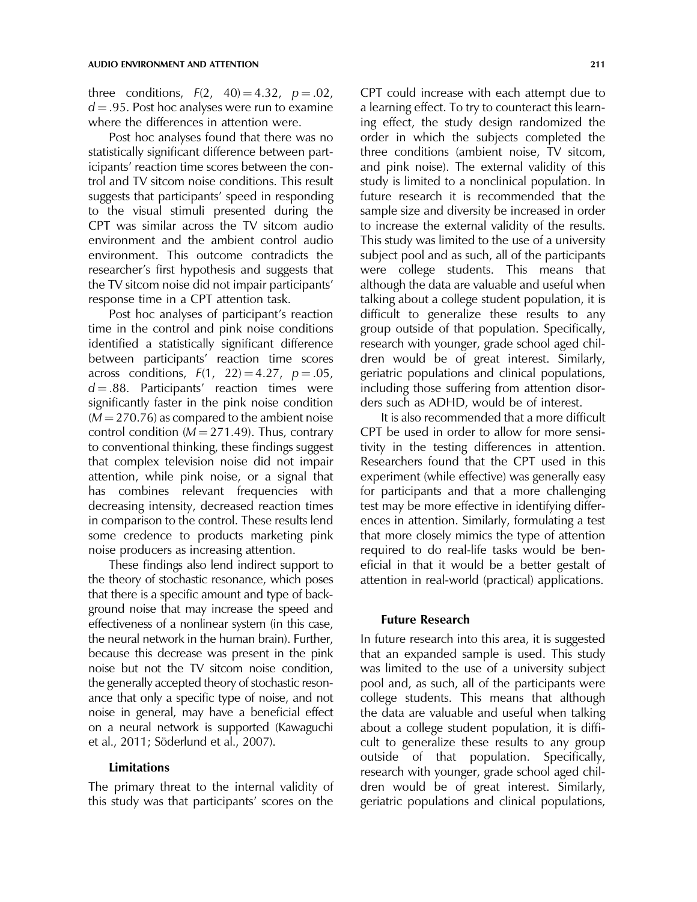three conditions, $F(2, 40) = 4.32$, $p = .02$, $d = .95$. Post hoc analyses were run to examine where the differences in attention were.

Post hoc analyses found that there was no statistically significant difference between participants' reaction time scores between the control and TV sitcom noise conditions. This result suggests that participants' speed in responding to the visual stimuli presented during the CPT was similar across the TV sitcom audio environment and the ambient control audio environment. This outcome contradicts the researcher's first hypothesis and suggests that the TV sitcom noise did not impair participants' response time in a CPT attention task.

Post hoc analyses of participant's reaction time in the control and pink noise conditions identified a statistically significant difference between participants' reaction time scores across conditions, $F(1, 22) = 4.27$, $p = .05$, $d = .88$. Participants' reaction times were significantly faster in the pink noise condition ($M = 270.76$) as compared to the ambient noise control condition ($M = 271.49$). Thus, contrary to conventional thinking, these findings suggest that complex television noise did not impair attention, while pink noise, or a signal that has combines relevant frequencies with decreasing intensity, decreased reaction times in comparison to the control. These results lend some credence to products marketing pink noise producers as increasing attention.

These findings also lend indirect support to the theory of stochastic resonance, which poses that there is a specific amount and type of background noise that may increase the speed and effectiveness of a nonlinear system (in this case, the neural network in the human brain). Further, because this decrease was present in the pink noise but not the TV sitcom noise condition, the generally accepted theory of stochastic resonance that only a specific type of noise, and not noise in general, may have a beneficial effect on a neural network is supported (Kawaguchi et al., 2011; Söderlund et al., 2007).

### Limitations

The primary threat to the internal validity of this study was that participants' scores on the CPT could increase with each attempt due to a learning effect. To try to counteract this learning effect, the study design randomized the order in which the subjects completed the three conditions (ambient noise, TV sitcom, and pink noise). The external validity of this study is limited to a nonclinical population. In future research it is recommended that the sample size and diversity be increased in order to increase the external validity of the results. This study was limited to the use of a university subject pool and as such, all of the participants were college students. This means that although the data are valuable and useful when talking about a college student population, it is difficult to generalize these results to any group outside of that population. Specifically, research with younger, grade school aged children would be of great interest. Similarly, geriatric populations and clinical populations, including those suffering from attention disorders such as ADHD, would be of interest.

It is also recommended that a more difficult CPT be used in order to allow for more sensitivity in the testing differences in attention. Researchers found that the CPT used in this experiment (while effective) was generally easy for participants and that a more challenging test may be more effective in identifying differences in attention. Similarly, formulating a test that more closely mimics the type of attention required to do real-life tasks would be beneficial in that it would be a better gestalt of attention in real-world (practical) applications.

### Future Research

In future research into this area, it is suggested that an expanded sample is used. This study was limited to the use of a university subject pool and, as such, all of the participants were college students. This means that although the data are valuable and useful when talking about a college student population, it is difficult to generalize these results to any group outside of that population. Specifically, research with younger, grade school aged children would be of great interest. Similarly, geriatric populations and clinical populations,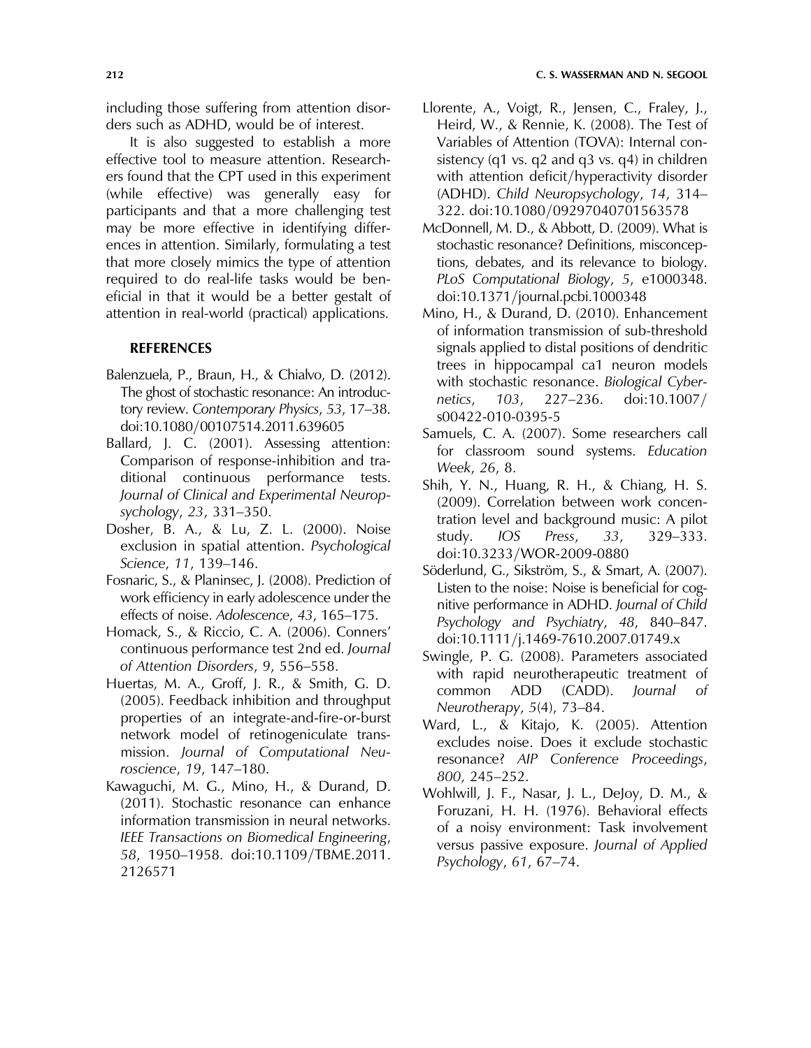including those suffering from attention disorders such as ADHD, would be of interest.

It is also suggested to establish a more effective tool to measure attention. Researchers found that the CPT used in this experiment (while effective) was generally easy for participants and that a more challenging test may be more effective in identifying differences in attention. Similarly, formulating a test that more closely mimics the type of attention required to do real-life tasks would be beneficial in that it would be a better gestalt of attention in real-world (practical) applications.

## REFERENCES

Balenzuela, P., Braun, H., & Chialvo, D. (2012). The ghost of stochastic resonance: An introductory review. *Contemporary Physics*, *53*, 17–38. doi:10.1080/00107514.2011.639605

Ballard, J. C. (2001). Assessing attention: Comparison of response-inhibition and traditional continuous performance tests. *Journal of Clinical and Experimental Neuropsychology*, *23*, 331–350.

Dosher, B. A., & Lu, Z. L. (2000). Noise exclusion in spatial attention. *Psychological Science*, *11*, 139–146.

Fosnaric, S., & Planinsec, J. (2008). Prediction of work efficiency in early adolescence under the effects of noise. *Adolescence*, *43*, 165–175.

Homack, S., & Riccio, C. A. (2006). Conners' continuous performance test 2nd ed. *Journal of Attention Disorders*, *9*, 556–558.

Huertas, M. A., Groff, J. R., & Smith, G. D. (2005). Feedback inhibition and throughput properties of an integrate-and-fire-or-burst network model of retinogeniculate transmission. *Journal of Computational Neuroscience*, *19*, 147–180.

Kawaguchi, M. G., Mino, H., & Durand, D. (2011). Stochastic resonance can enhance information transmission in neural networks. *IEEE Transactions on Biomedical Engineering*, *58*, 1950–1958. doi:10.1109/TBME.2011.2126571

Llorente, A., Voigt, R., Jensen, C., Fraley, J., Heird, W., & Rennie, K. (2008). The Test of Variables of Attention (TOVA): Internal consistency (q1 vs. q2 and q3 vs. q4) in children with attention deficit/hyperactivity disorder (ADHD). *Child Neuropsychology*, *14*, 314–322. doi:10.1080/09297040701563578

McDonnell, M. D., & Abbott, D. (2009). What is stochastic resonance? Definitions, misconceptions, debates, and its relevance to biology. *PLoS Computational Biology*, *5*, e1000348. doi:10.1371/journal.pcbi.1000348

Mino, H., & Durand, D. (2010). Enhancement of information transmission of sub-threshold signals applied to distal positions of dendritic trees in hippocampal ca1 neuron models with stochastic resonance. *Biological Cybernetics*, *103*, 227–236. doi:10.1007/s00422-010-0395-5

Samuels, C. A. (2007). Some researchers call for classroom sound systems. *Education Week*, *26*, 8.

Shih, Y. N., Huang, R. H., & Chiang, H. S. (2009). Correlation between work concentration level and background music: A pilot study. *IOS Press*, *33*, 329–333. doi:10.3233/WOR-2009-0880

Söderlund, G., Sikström, S., & Smart, A. (2007). Listen to the noise: Noise is beneficial for cognitive performance in ADHD. *Journal of Child Psychology and Psychiatry*, *48*, 840–847. doi:10.1111/j.1469-7610.2007.01749.x

Swingle, P. G. (2008). Parameters associated with rapid neurotherapeutic treatment of common ADD (CADD). *Journal of Neurotherapy*, *5*(4), 73–84.

Ward, L., & Kitajo, K. (2005). Attention excludes noise. Does it exclude stochastic resonance? *AIP Conference Proceedings*, *800*, 245–252.

Wohlwill, J. F., Nasar, J. L., DeJoy, D. M., & Foruzani, H. H. (1976). Behavioral effects of a noisy environment: Task involvement versus passive exposure. *Journal of Applied Psychology*, *61*, 67–74.